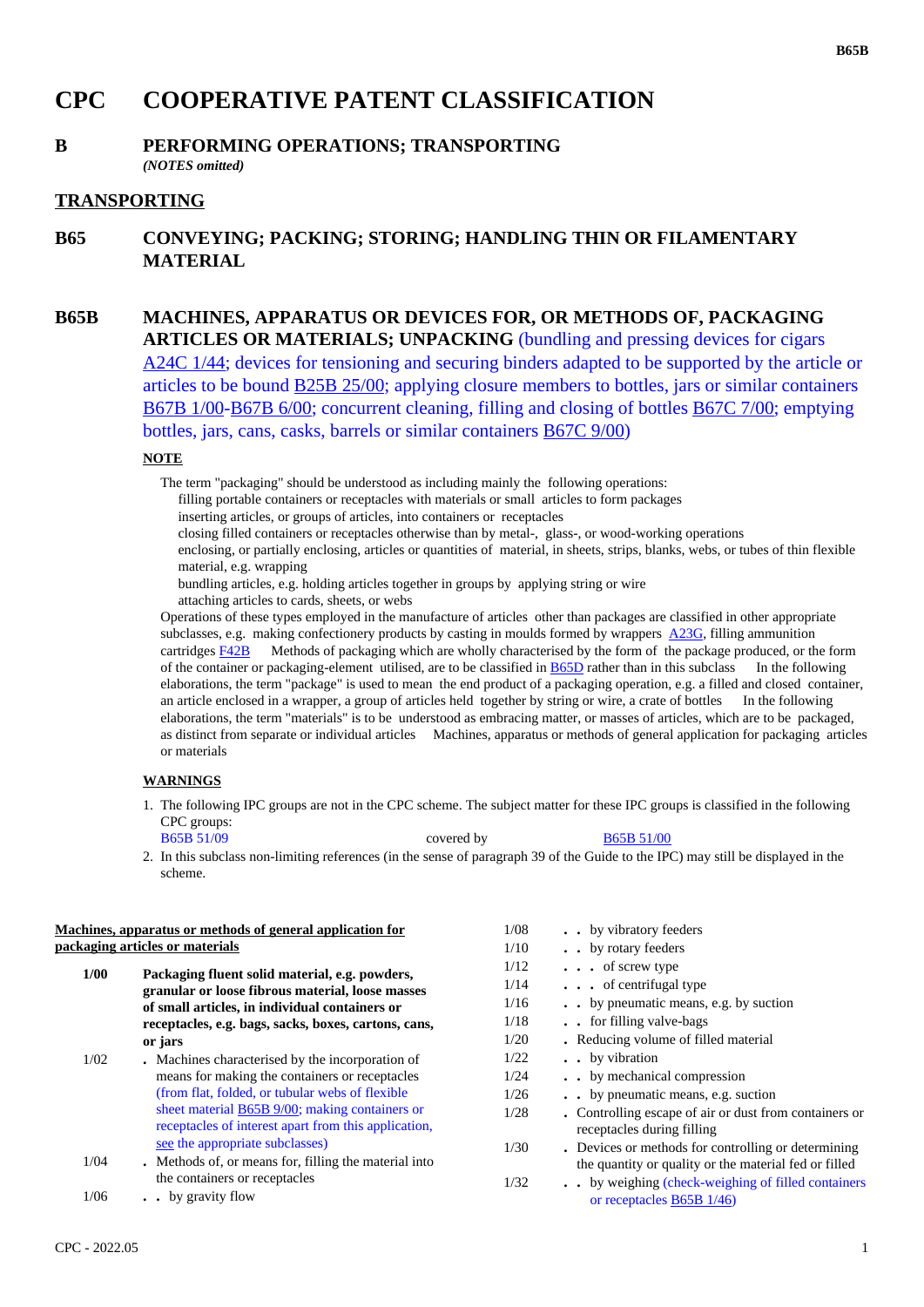# CPC COOPERATIVE PATENT CLASSIFICATION

## B PERFORMING OPERATIONS; TRANSPORTING

*(NOTES omitted)*

## TRANSPORTING

## B65 CONVEYING; PACKING; STORING; HANDLING THIN OR FILAMENTARY MATERIAL

## B65B MACHINES, APPARATUS OR DEVICES FOR, OR METHODS OF, PACKAGING ARTICLES OR MATERIALS; UNPACKING (bundling and pressing devices for cigars A24C 1/44; devices for tensioning and securing binders adapted to be supported by the article or articles to be bound B25B 25/00; applying closure members to bottles, jars or similar containers B67B 1/00-B67B 6/00; concurrent cleaning, filling and closing of bottles B67C 7/00; emptying bottles, jars, cans, casks, barrels or similar containers B67C 9/00)

**NOTE**

The term "packaging" should be understood as including mainly the following operations:

- filling portable containers or receptacles with materials or small articles to form packages
- inserting articles, or groups of articles, into containers or receptacles
- closing filled containers or receptacles otherwise than by metal-, glass-, or wood-working operations
- enclosing, or partially enclosing, articles or quantities of material, in sheets, strips, blanks, webs, or tubes of thin flexible material, e.g. wrapping
- bundling articles, e.g. holding articles together in groups by applying string or wire
- attaching articles to cards, sheets, or webs

Operations of these types employed in the manufacture of articles other than packages are classified in other appropriate subclasses, e.g. making confectionery products by casting in moulds formed by wrappers A23G, filling ammunition cartridges F42B Methods of packaging which are wholly characterised by the form of the package produced, or the form of the container or packaging-element utilised, are to be classified in B65D rather than in this subclass In the following elaborations, the term "package" is used to mean the end product of a packaging operation, e.g. a filled and closed container, an article enclosed in a wrapper, a group of articles held together by string or wire, a crate of bottles In the following elaborations, the term "materials" is to be understood as embracing matter, or masses of articles, which are to be packaged, as distinct from separate or individual articles Machines, apparatus or methods of general application for packaging articles or materials

**WARNINGS**

1. The following IPC groups are not in the CPC scheme. The subject matter for these IPC groups is classified in the following CPC groups:
   B65B 51/09 covered by B65B 51/00
2. In this subclass non-limiting references (in the sense of paragraph 39 of the Guide to the IPC) may still be displayed in the scheme.

**Machines, apparatus or methods of general application for packaging articles or materials**

| | |
|---|---|
| **1/00** | **Packaging fluent solid material, e.g. powders, granular or loose fibrous material, loose masses of small articles, in individual containers or receptacles, e.g. bags, sacks, boxes, cartons, cans, or jars** |
| 1/02 | . Machines characterised by the incorporation of means for making the containers or receptacles (from flat, folded, or tubular webs of flexible sheet material B65B 9/00; making containers or receptacles of interest apart from this application, see the appropriate subclasses) |
| 1/04 | . Methods of, or means for, filling the material into the containers or receptacles |
| 1/06 | . . by gravity flow |
| 1/08 | . . by vibratory feeders |
| 1/10 | . . by rotary feeders |
| 1/12 | . . . of screw type |
| 1/14 | . . . of centrifugal type |
| 1/16 | . . by pneumatic means, e.g. by suction |
| 1/18 | . . for filling valve-bags |
| 1/20 | . Reducing volume of filled material |
| 1/22 | . . by vibration |
| 1/24 | . . by mechanical compression |
| 1/26 | . . by pneumatic means, e.g. suction |
| 1/28 | . Controlling escape of air or dust from containers or receptacles during filling |
| 1/30 | . Devices or methods for controlling or determining the quantity or quality or the material fed or filled |
| 1/32 | . . by weighing (check-weighing of filled containers or receptacles B65B 1/46) |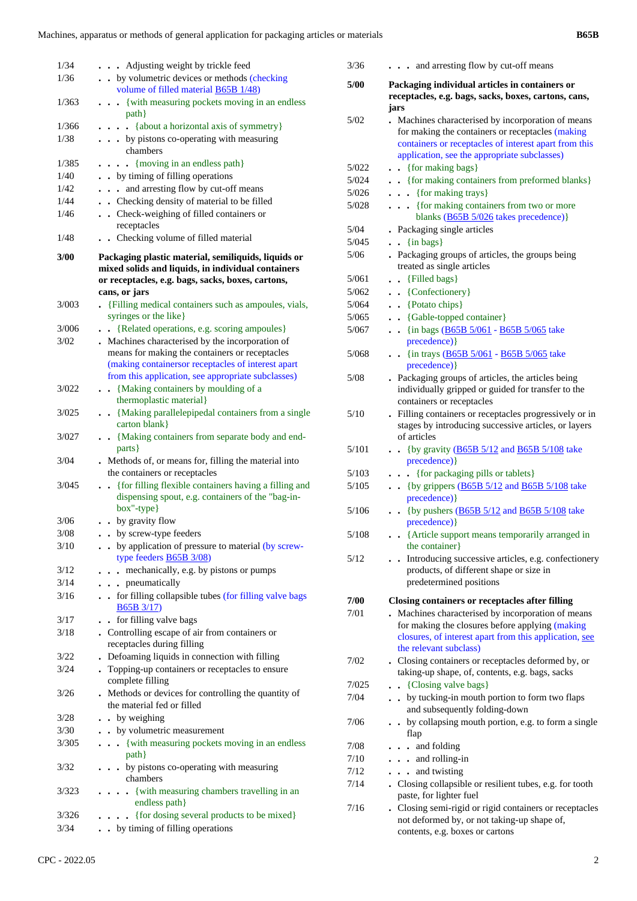1/34 . . . Adjusting weight by trickle feed

1/36 . . by volumetric devices or methods (checking volume of filled material B65B 1/48)

1/363 . . . {with measuring pockets moving in an endless path}

1/366 . . . . {about a horizontal axis of symmetry}

1/38 . . . by pistons co-operating with measuring chambers

1/385 . . . . {moving in an endless path}

1/40 . . by timing of filling operations

1/42 . . . and arresting flow by cut-off means

1/44 . . Checking density of material to be filled

1/46 . . Check-weighing of filled containers or receptacles

1/48 . . Checking volume of filled material

**3/00 Packaging plastic material, semiliquids, liquids or mixed solids and liquids, in individual containers or receptacles, e.g. bags, sacks, boxes, cartons, cans, or jars**

3/003 . {Filling medical containers such as ampoules, vials, syringes or the like}

3/006 . . {Related operations, e.g. scoring ampoules}

3/02 . Machines characterised by the incorporation of means for making the containers or receptacles (making containersor receptacles of interest apart from this application, see appropriate subclasses)

3/022 . . {Making containers by moulding of a thermoplastic material}

3/025 . . {Making parallelepipedal containers from a single carton blank}

3/027 . . {Making containers from separate body and end-parts}

3/04 . Methods of, or means for, filling the material into the containers or receptacles

3/045 . . {for filling flexible containers having a filling and dispensing spout, e.g. containers of the "bag-in-box"-type}

3/06 . . by gravity flow

3/08 . . by screw-type feeders

3/10 . . by application of pressure to material (by screw-type feeders B65B 3/08)

3/12 . . . mechanically, e.g. by pistons or pumps

3/14 . . . pneumatically

3/16 . . for filling collapsible tubes (for filling valve bags B65B 3/17)

3/17 . . for filling valve bags

3/18 . Controlling escape of air from containers or receptacles during filling

3/22 . Defoaming liquids in connection with filling

3/24 . Topping-up containers or receptacles to ensure complete filling

3/26 . Methods or devices for controlling the quantity of the material fed or filled

3/28 . . by weighing

3/30 . . by volumetric measurement

3/305 . . . {with measuring pockets moving in an endless path}

3/32 . . . by pistons co-operating with measuring chambers

3/323 . . . . {with measuring chambers travelling in an endless path}

3/326 . . . . {for dosing several products to be mixed}

3/34 . . by timing of filling operations

3/36 . . . and arresting flow by cut-off means

**5/00 Packaging individual articles in containers or receptacles, e.g. bags, sacks, boxes, cartons, cans, jars**

5/02 . Machines characterised by incorporation of means for making the containers or receptacles (making containers or receptacles of interest apart from this application, see the appropriate subclasses)

5/022 . . {for making bags}

5/024 . . {for making containers from preformed blanks}

5/026 . . . {for making trays}

5/028 . . . {for making containers from two or more blanks (B65B 5/026 takes precedence)}

5/04 . Packaging single articles

5/045 . . {in bags}

5/06 . Packaging groups of articles, the groups being treated as single articles

5/061 . . {Filled bags}

5/062 . . {Confectionery}

5/064 . . {Potato chips}

5/065 . . {Gable-topped container}

5/067 . . {in bags (B65B 5/061 - B65B 5/065 take precedence)}

5/068 . . {in trays (B65B 5/061 - B65B 5/065 take precedence)}

5/08 . Packaging groups of articles, the articles being individually gripped or guided for transfer to the containers or receptacles

5/10 . Filling containers or receptacles progressively or in stages by introducing successive articles, or layers of articles

5/101 . . {by gravity (B65B 5/12 and B65B 5/108 take precedence)}

5/103 . . . {for packaging pills or tablets}

5/105 . . {by grippers (B65B 5/12 and B65B 5/108 take precedence)}

5/106 . . {by pushers (B65B 5/12 and B65B 5/108 take precedence)}

5/108 . . {Article support means temporarily arranged in the container}

5/12 . . Introducing successive articles, e.g. confectionery products, of different shape or size in predetermined positions

**7/00 Closing containers or receptacles after filling**

7/01 . Machines characterised by incorporation of means for making the closures before applying (making closures, of interest apart from this application, see the relevant subclass)

7/02 . Closing containers or receptacles deformed by, or taking-up shape, of, contents, e.g. bags, sacks

7/025 . . {Closing valve bags}

7/04 . . by tucking-in mouth portion to form two flaps and subsequently folding-down

7/06 . . by collapsing mouth portion, e.g. to form a single flap

7/08 . . . and folding

7/10 . . . and rolling-in

7/12 . . . and twisting

7/14 . Closing collapsible or resilient tubes, e.g. for tooth paste, for lighter fuel

7/16 . Closing semi-rigid or rigid containers or receptacles not deformed by, or not taking-up shape of, contents, e.g. boxes or cartons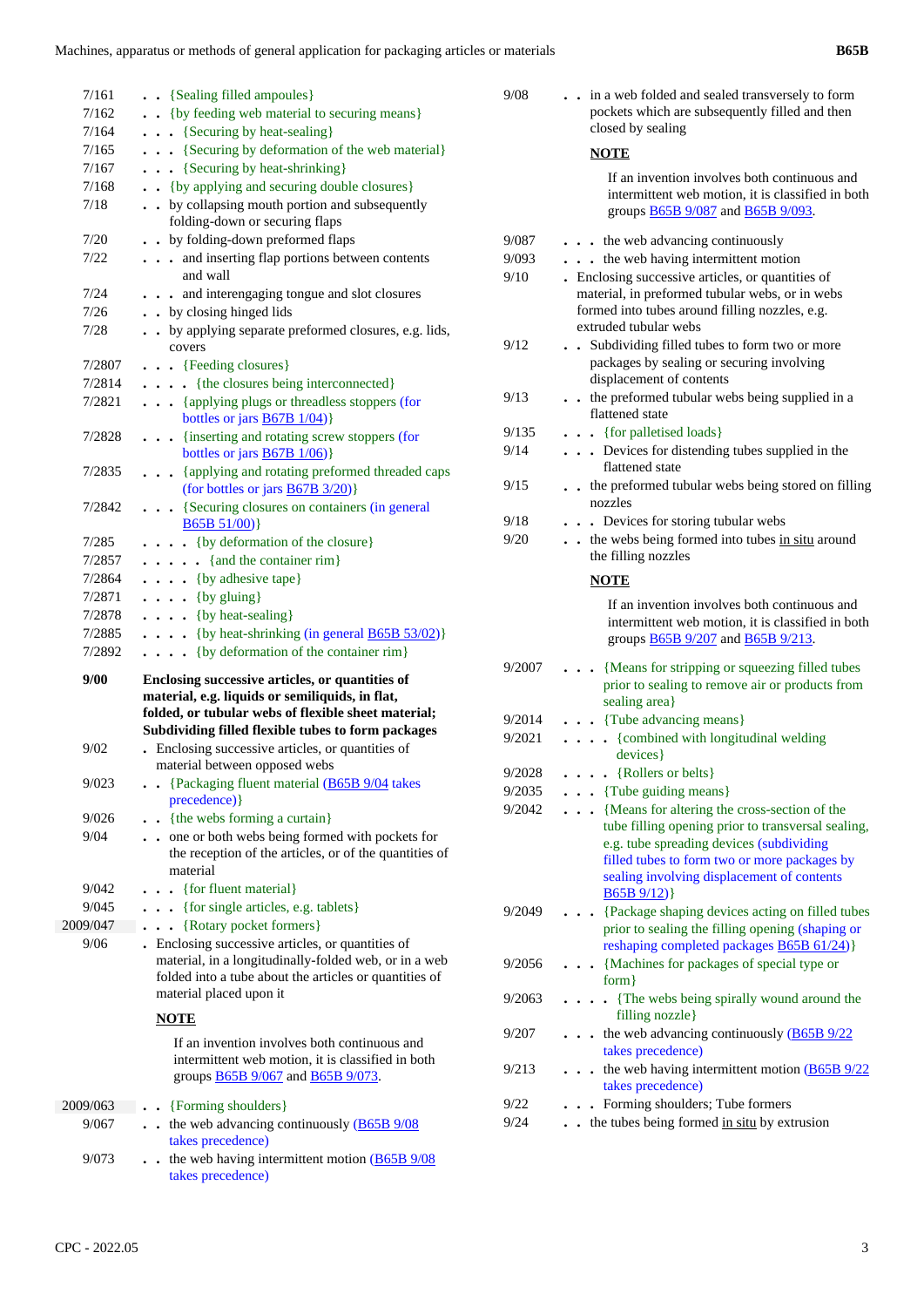| | |
|---|---|
| 7/161 | . . {Sealing filled ampoules} |
| 7/162 | . . {by feeding web material to securing means} |
| 7/164 | . . . {Securing by heat-sealing} |
| 7/165 | . . . {Securing by deformation of the web material} |
| 7/167 | . . . {Securing by heat-shrinking} |
| 7/168 | . . {by applying and securing double closures} |
| 7/18 | . . by collapsing mouth portion and subsequently folding-down or securing flaps |
| 7/20 | . . by folding-down preformed flaps |
| 7/22 | . . . and inserting flap portions between contents and wall |
| 7/24 | . . . and interengaging tongue and slot closures |
| 7/26 | . . by closing hinged lids |
| 7/28 | . . by applying separate preformed closures, e.g. lids, covers |
| 7/2807 | . . . {Feeding closures} |
| 7/2814 | . . . . {the closures being interconnected} |
| 7/2821 | . . . {applying plugs or threadless stoppers (for bottles or jars B67B 1/04)} |
| 7/2828 | . . . {inserting and rotating screw stoppers (for bottles or jars B67B 1/06)} |
| 7/2835 | . . . {applying and rotating preformed threaded caps (for bottles or jars B67B 3/20)} |
| 7/2842 | . . . {Securing closures on containers (in general B65B 51/00)} |
| 7/285 | . . . . {by deformation of the closure} |
| 7/2857 | . . . . . {and the container rim} |
| 7/2864 | . . . . {by adhesive tape} |
| 7/2871 | . . . . {by gluing} |
| 7/2878 | . . . . {by heat-sealing} |
| 7/2885 | . . . . {by heat-shrinking (in general B65B 53/02)} |
| 7/2892 | . . . . {by deformation of the container rim} |
| **9/00** | **Enclosing successive articles, or quantities of material, e.g. liquids or semiliquids, in flat, folded, or tubular webs of flexible sheet material; Subdividing filled flexible tubes to form packages** |
| 9/02 | . Enclosing successive articles, or quantities of material between opposed webs |
| 9/023 | . . {Packaging fluent material (B65B 9/04 takes precedence)} |
| 9/026 | . . {the webs forming a curtain} |
| 9/04 | . . one or both webs being formed with pockets for the reception of the articles, or of the quantities of material |
| 9/042 | . . . {for fluent material} |
| 9/045 | . . . {for single articles, e.g. tablets} |
| 2009/047 | . . . {Rotary pocket formers} |
| 9/06 | . Enclosing successive articles, or quantities of material, in a longitudinally-folded web, or in a web folded into a tube about the articles or quantities of material placed upon it<br><br>**NOTE**<br><br>If an invention involves both continuous and intermittent web motion, it is classified in both groups B65B 9/067 and B65B 9/073. |
| 2009/063 | . . {Forming shoulders} |
| 9/067 | . . the web advancing continuously (B65B 9/08 takes precedence) |
| 9/073 | . . the web having intermittent motion (B65B 9/08 takes precedence) |
| 9/08 | . . in a web folded and sealed transversely to form pockets which are subsequently filled and then closed by sealing<br><br>**NOTE**<br><br>If an invention involves both continuous and intermittent web motion, it is classified in both groups B65B 9/087 and B65B 9/093. |
| 9/087 | . . . the web advancing continuously |
| 9/093 | . . . the web having intermittent motion |
| 9/10 | . Enclosing successive articles, or quantities of material, in preformed tubular webs, or in webs formed into tubes around filling nozzles, e.g. extruded tubular webs |
| 9/12 | . . Subdividing filled tubes to form two or more packages by sealing or securing involving displacement of contents |
| 9/13 | . . the preformed tubular webs being supplied in a flattened state |
| 9/135 | . . . {for palletised loads} |
| 9/14 | . . . Devices for distending tubes supplied in the flattened state |
| 9/15 | . . the preformed tubular webs being stored on filling nozzles |
| 9/18 | . . . Devices for storing tubular webs |
| 9/20 | . . the webs being formed into tubes in situ around the filling nozzles<br><br>**NOTE**<br><br>If an invention involves both continuous and intermittent web motion, it is classified in both groups B65B 9/207 and B65B 9/213. |
| 9/2007 | . . . {Means for stripping or squeezing filled tubes prior to sealing to remove air or products from sealing area} |
| 9/2014 | . . . {Tube advancing means} |
| 9/2021 | . . . . {combined with longitudinal welding devices} |
| 9/2028 | . . . . {Rollers or belts} |
| 9/2035 | . . . {Tube guiding means} |
| 9/2042 | . . . {Means for altering the cross-section of the tube filling opening prior to transversal sealing, e.g. tube spreading devices (subdividing filled tubes to form two or more packages by sealing involving displacement of contents B65B 9/12)} |
| 9/2049 | . . . {Package shaping devices acting on filled tubes prior to sealing the filling opening (shaping or reshaping completed packages B65B 61/24)} |
| 9/2056 | . . . {Machines for packages of special type or form} |
| 9/2063 | . . . . {The webs being spirally wound around the filling nozzle} |
| 9/207 | . . . the web advancing continuously (B65B 9/22 takes precedence) |
| 9/213 | . . . the web having intermittent motion (B65B 9/22 takes precedence) |
| 9/22 | . . . Forming shoulders; Tube formers |
| 9/24 | . . the tubes being formed in situ by extrusion |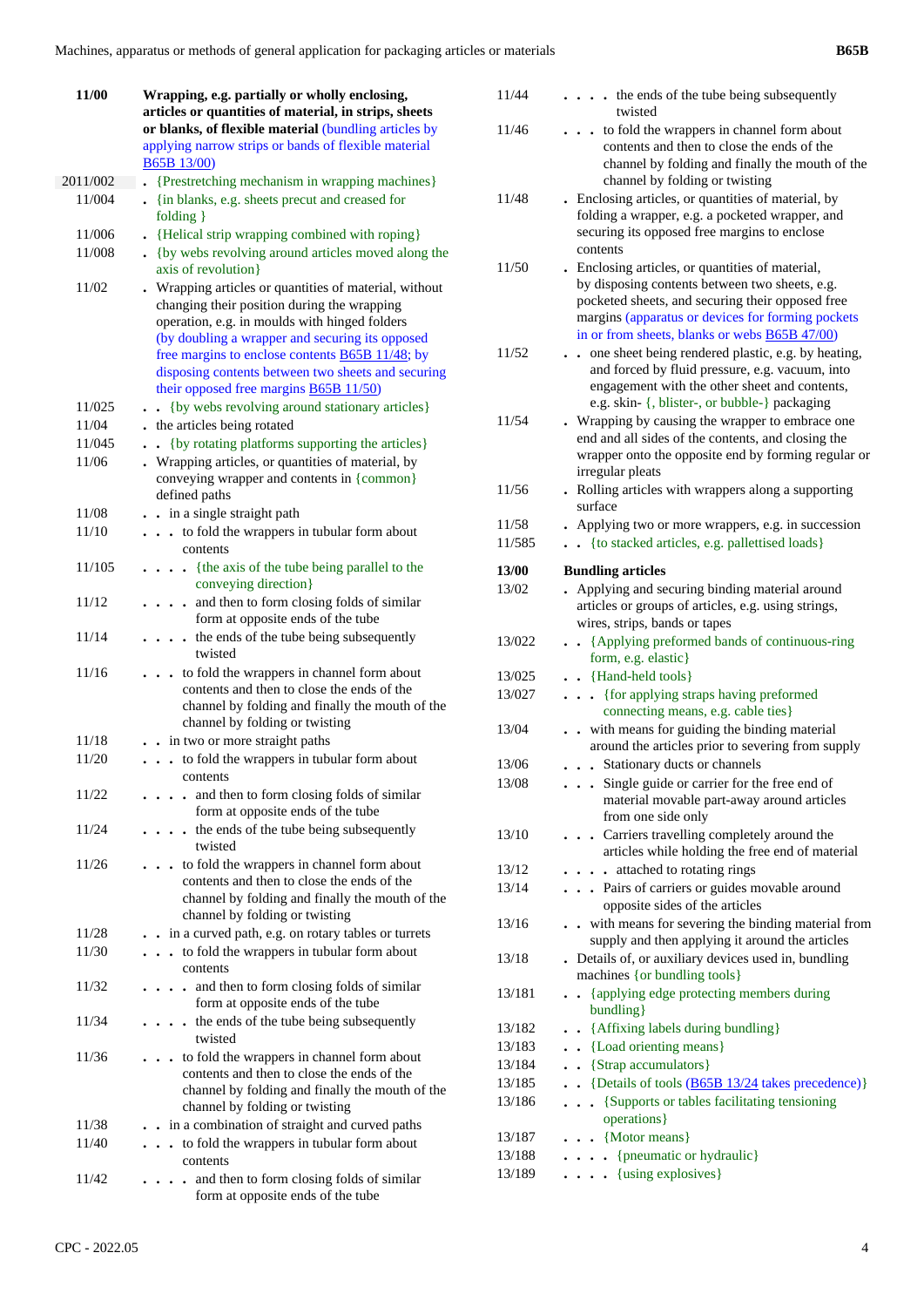| | |
|---|---|
| **11/00** | **Wrapping, e.g. partially or wholly enclosing, articles or quantities of material, in strips, sheets or blanks, of flexible material** (bundling articles by applying narrow strips or bands of flexible material B65B 13/00) |
| 2011/002 | . {Prestretching mechanism in wrapping machines} |
| 11/004 | . {in blanks, e.g. sheets precut and creased for folding } |
| 11/006 | . {Helical strip wrapping combined with roping} |
| 11/008 | . {by webs revolving around articles moved along the axis of revolution} |
| 11/02 | . Wrapping articles or quantities of material, without changing their position during the wrapping operation, e.g. in moulds with hinged folders (by doubling a wrapper and securing its opposed free margins to enclose contents B65B 11/48; by disposing contents between two sheets and securing their opposed free margins B65B 11/50) |
| 11/025 | . . {by webs revolving around stationary articles} |
| 11/04 | . . the articles being rotated |
| 11/045 | . . . {by rotating platforms supporting the articles} |
| 11/06 | . Wrapping articles, or quantities of material, by conveying wrapper and contents in {common} defined paths |
| 11/08 | . . in a single straight path |
| 11/10 | . . . to fold the wrappers in tubular form about contents |
| 11/105 | . . . . {the axis of the tube being parallel to the conveying direction} |
| 11/12 | . . . . and then to form closing folds of similar form at opposite ends of the tube |
| 11/14 | . . . . the ends of the tube being subsequently twisted |
| 11/16 | . . . to fold the wrappers in channel form about contents and then to close the ends of the channel by folding and finally the mouth of the channel by folding or twisting |
| 11/18 | . . in two or more straight paths |
| 11/20 | . . . to fold the wrappers in tubular form about contents |
| 11/22 | . . . . and then to form closing folds of similar form at opposite ends of the tube |
| 11/24 | . . . . the ends of the tube being subsequently twisted |
| 11/26 | . . . to fold the wrappers in channel form about contents and then to close the ends of the channel by folding and finally the mouth of the channel by folding or twisting |
| 11/28 | . . in a curved path, e.g. on rotary tables or turrets |
| 11/30 | . . . to fold the wrappers in tubular form about contents |
| 11/32 | . . . . and then to form closing folds of similar form at opposite ends of the tube |
| 11/34 | . . . . the ends of the tube being subsequently twisted |
| 11/36 | . . . to fold the wrappers in channel form about contents and then to close the ends of the channel by folding and finally the mouth of the channel by folding or twisting |
| 11/38 | . . in a combination of straight and curved paths |
| 11/40 | . . . to fold the wrappers in tubular form about contents |
| 11/42 | . . . . and then to form closing folds of similar form at opposite ends of the tube |
| 11/44 | . . . . the ends of the tube being subsequently twisted |
| 11/46 | . . . to fold the wrappers in channel form about contents and then to close the ends of the channel by folding and finally the mouth of the channel by folding or twisting |
| 11/48 | . Enclosing articles, or quantities of material, by folding a wrapper, e.g. a pocketed wrapper, and securing its opposed free margins to enclose contents |
| 11/50 | . Enclosing articles, or quantities of material, by disposing contents between two sheets, e.g. pocketed sheets, and securing their opposed free margins (apparatus or devices for forming pockets in or from sheets, blanks or webs B65B 47/00) |
| 11/52 | . . one sheet being rendered plastic, e.g. by heating, and forced by fluid pressure, e.g. vacuum, into engagement with the other sheet and contents, e.g. skin- {, blister-, or bubble-} packaging |
| 11/54 | . Wrapping by causing the wrapper to embrace one end and all sides of the contents, and closing the wrapper onto the opposite end by forming regular or irregular pleats |
| 11/56 | . Rolling articles with wrappers along a supporting surface |
| 11/58 | . Applying two or more wrappers, e.g. in succession |
| 11/585 | . . {to stacked articles, e.g. pallettised loads} |
| **13/00** | **Bundling articles** |
| 13/02 | . Applying and securing binding material around articles or groups of articles, e.g. using strings, wires, strips, bands or tapes |
| 13/022 | . . {Applying preformed bands of continuous-ring form, e.g. elastic} |
| 13/025 | . . {Hand-held tools} |
| 13/027 | . . . {for applying straps having preformed connecting means, e.g. cable ties} |
| 13/04 | . . with means for guiding the binding material around the articles prior to severing from supply |
| 13/06 | . . . Stationary ducts or channels |
| 13/08 | . . . Single guide or carrier for the free end of material movable part-away around articles from one side only |
| 13/10 | . . . Carriers travelling completely around the articles while holding the free end of material |
| 13/12 | . . . . attached to rotating rings |
| 13/14 | . . . Pairs of carriers or guides movable around opposite sides of the articles |
| 13/16 | . . with means for severing the binding material from supply and then applying it around the articles |
| 13/18 | . Details of, or auxiliary devices used in, bundling machines {or bundling tools} |
| 13/181 | . . {applying edge protecting members during bundling} |
| 13/182 | . . {Affixing labels during bundling} |
| 13/183 | . . {Load orienting means} |
| 13/184 | . . {Strap accumulators} |
| 13/185 | . . {Details of tools (B65B 13/24 takes precedence)} |
| 13/186 | . . . {Supports or tables facilitating tensioning operations} |
| 13/187 | . . . {Motor means} |
| 13/188 | . . . . {pneumatic or hydraulic} |
| 13/189 | . . . . {using explosives} |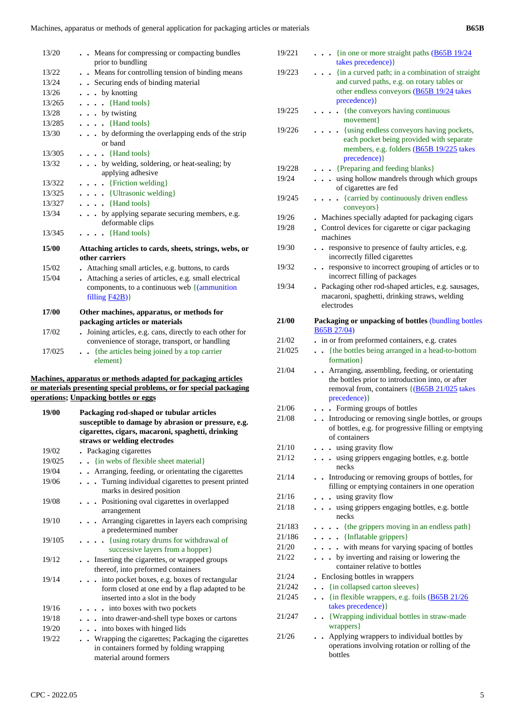| | |
|---|---|
| 13/20 | . . Means for compressing or compacting bundles prior to bundling |
| 13/22 | . . Means for controlling tension of binding means |
| 13/24 | . . Securing ends of binding material |
| 13/26 | . . . by knotting |
| 13/265 | . . . . {Hand tools} |
| 13/28 | . . . by twisting |
| 13/285 | . . . . {Hand tools} |
| 13/30 | . . . by deforming the overlapping ends of the strip or band |
| 13/305 | . . . . {Hand tools} |
| 13/32 | . . . by welding, soldering, or heat-sealing; by applying adhesive |
| 13/322 | . . . . {Friction welding} |
| 13/325 | . . . . {Ultrasonic welding} |
| 13/327 | . . . . {Hand tools} |
| 13/34 | . . . by applying separate securing members, e.g. deformable clips |
| 13/345 | . . . . {Hand tools} |
| **15/00** | **Attaching articles to cards, sheets, strings, webs, or other carriers** |
| 15/02 | . Attaching small articles, e.g. buttons, to cards |
| 15/04 | . Attaching a series of articles, e.g. small electrical components, to a continuous web {(ammunition filling F42B)} |
| **17/00** | **Other machines, apparatus, or methods for packaging articles or materials** |
| 17/02 | . Joining articles, e.g. cans, directly to each other for convenience of storage, transport, or handling |
| 17/025 | . . {the articles being joined by a top carrier element} |

**Machines, apparatus or methods adapted for packaging articles or materials presenting special problems, or for special packaging operations; Unpacking bottles or eggs**

| | |
|---|---|
| **19/00** | **Packaging rod-shaped or tubular articles susceptible to damage by abrasion or pressure, e.g. cigarettes, cigars, macaroni, spaghetti, drinking straws or welding electrodes** |
| 19/02 | . Packaging cigarettes |
| 19/025 | . . {in webs of flexible sheet material} |
| 19/04 | . . Arranging, feeding, or orientating the cigarettes |
| 19/06 | . . . Turning individual cigarettes to present printed marks in desired position |
| 19/08 | . . . Positioning oval cigarettes in overlapped arrangement |
| 19/10 | . . . Arranging cigarettes in layers each comprising a predetermined number |
| 19/105 | . . . . {using rotary drums for withdrawal of successive layers from a hopper} |
| 19/12 | . . Inserting the cigarettes, or wrapped groups thereof, into preformed containers |
| 19/14 | . . . into pocket boxes, e.g. boxes of rectangular form closed at one end by a flap adapted to be inserted into a slot in the body |
| 19/16 | . . . . into boxes with two pockets |
| 19/18 | . . . into drawer-and-shell type boxes or cartons |
| 19/20 | . . . into boxes with hinged lids |
| 19/22 | . . Wrapping the cigarettes; Packaging the cigarettes in containers formed by folding wrapping material around formers |
| 19/221 | . . . {in one or more straight paths (B65B 19/24 takes precedence)} |
| 19/223 | . . . {in a curved path; in a combination of straight and curved paths, e.g. on rotary tables or other endless conveyors (B65B 19/24 takes precedence)} |
| 19/225 | . . . . {the conveyors having continuous movement} |
| 19/226 | . . . . {using endless conveyors having pockets, each pocket being provided with separate members, e.g. folders (B65B 19/225 takes precedence)} |
| 19/228 | . . . {Preparing and feeding blanks} |
| 19/24 | . . . using hollow mandrels through which groups of cigarettes are fed |
| 19/245 | . . . . {carried by continuously driven endless conveyors} |
| 19/26 | . Machines specially adapted for packaging cigars |
| 19/28 | . Control devices for cigarette or cigar packaging machines |
| 19/30 | . . responsive to presence of faulty articles, e.g. incorrectly filled cigarettes |
| 19/32 | . . responsive to incorrect grouping of articles or to incorrect filling of packages |
| 19/34 | . Packaging other rod-shaped articles, e.g. sausages, macaroni, spaghetti, drinking straws, welding electrodes |
| **21/00** | **Packaging or unpacking of bottles** (bundling bottles B65B 27/04) |
| 21/02 | . in or from preformed containers, e.g. crates |
| 21/025 | . . {the bottles being arranged in a head-to-bottom formation} |
| 21/04 | . . Arranging, assembling, feeding, or orientating the bottles prior to introduction into, or after removal from, containers {(B65B 21/025 takes precedence)} |
| 21/06 | . . . Forming groups of bottles |
| 21/08 | . . Introducing or removing single bottles, or groups of bottles, e.g. for progressive filling or emptying of containers |
| 21/10 | . . . using gravity flow |
| 21/12 | . . . using grippers engaging bottles, e.g. bottle necks |
| 21/14 | . . Introducing or removing groups of bottles, for filling or emptying containers in one operation |
| 21/16 | . . . using gravity flow |
| 21/18 | . . . using grippers engaging bottles, e.g. bottle necks |
| 21/183 | . . . . {the grippers moving in an endless path} |
| 21/186 | . . . . {Inflatable grippers} |
| 21/20 | . . . . with means for varying spacing of bottles |
| 21/22 | . . . by inverting and raising or lowering the container relative to bottles |
| 21/24 | . Enclosing bottles in wrappers |
| 21/242 | . . {in collapsed carton sleeves} |
| 21/245 | . . {in flexible wrappers, e.g. foils (B65B 21/26 takes precedence)} |
| 21/247 | . . {Wrapping individual bottles in straw-made wrappers} |
| 21/26 | . . Applying wrappers to individual bottles by operations involving rotation or rolling of the bottles |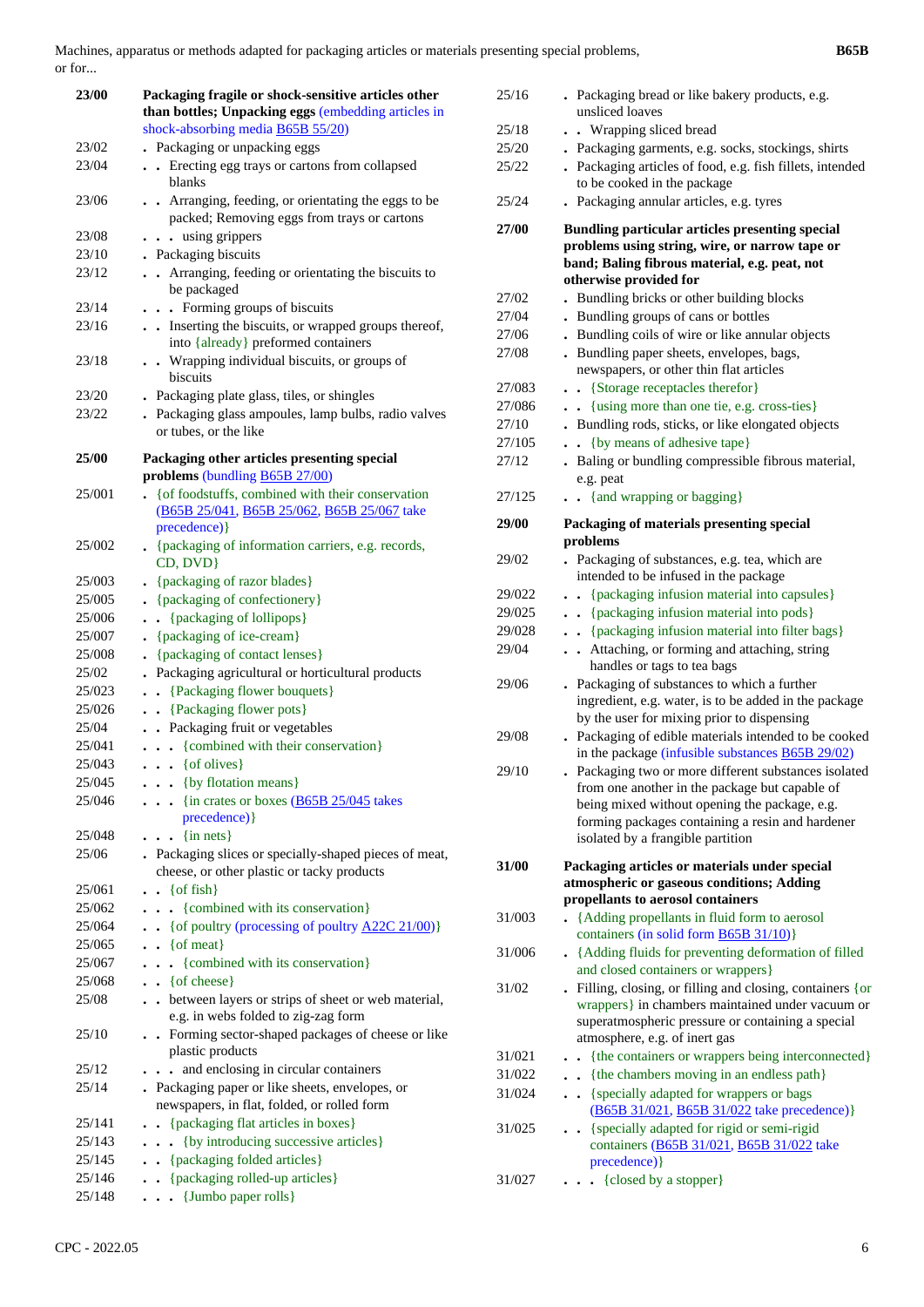| | |
|---|---|
| **23/00** | **Packaging fragile or shock-sensitive articles other than bottles; Unpacking eggs** (embedding articles in shock-absorbing media B65B 55/20) |
| 23/02 | . Packaging or unpacking eggs |
| 23/04 | . . Erecting egg trays or cartons from collapsed blanks |
| 23/06 | . . Arranging, feeding, or orientating the eggs to be packed; Removing eggs from trays or cartons |
| 23/08 | . . . using grippers |
| 23/10 | . Packaging biscuits |
| 23/12 | . . Arranging, feeding or orientating the biscuits to be packaged |
| 23/14 | . . . Forming groups of biscuits |
| 23/16 | . . Inserting the biscuits, or wrapped groups thereof, into {already} preformed containers |
| 23/18 | . . Wrapping individual biscuits, or groups of biscuits |
| 23/20 | . Packaging plate glass, tiles, or shingles |
| 23/22 | . Packaging glass ampoules, lamp bulbs, radio valves or tubes, or the like |
| **25/00** | **Packaging other articles presenting special problems** (bundling B65B 27/00) |
| 25/001 | . {of foodstuffs, combined with their conservation (B65B 25/041, B65B 25/062, B65B 25/067 take precedence)} |
| 25/002 | . {packaging of information carriers, e.g. records, CD, DVD} |
| 25/003 | . {packaging of razor blades} |
| 25/005 | . {packaging of confectionery} |
| 25/006 | . . {packaging of lollipops} |
| 25/007 | . {packaging of ice-cream} |
| 25/008 | . {packaging of contact lenses} |
| 25/02 | . Packaging agricultural or horticultural products |
| 25/023 | . . {Packaging flower bouquets} |
| 25/026 | . . {Packaging flower pots} |
| 25/04 | . . Packaging fruit or vegetables |
| 25/041 | . . . {combined with their conservation} |
| 25/043 | . . . {of olives} |
| 25/045 | . . . {by flotation means} |
| 25/046 | . . . {in crates or boxes (B65B 25/045 takes precedence)} |
| 25/048 | . . . {in nets} |
| 25/06 | . Packaging slices or specially-shaped pieces of meat, cheese, or other plastic or tacky products |
| 25/061 | . . {of fish} |
| 25/062 | . . . {combined with its conservation} |
| 25/064 | . . {of poultry (processing of poultry A22C 21/00)} |
| 25/065 | . . {of meat} |
| 25/067 | . . . {combined with its conservation} |
| 25/068 | . . {of cheese} |
| 25/08 | . . between layers or strips of sheet or web material, e.g. in webs folded to zig-zag form |
| 25/10 | . . Forming sector-shaped packages of cheese or like plastic products |
| 25/12 | . . . and enclosing in circular containers |
| 25/14 | . Packaging paper or like sheets, envelopes, or newspapers, in flat, folded, or rolled form |
| 25/141 | . . {packaging flat articles in boxes} |
| 25/143 | . . . {by introducing successive articles} |
| 25/145 | . . {packaging folded articles} |
| 25/146 | . . {packaging rolled-up articles} |
| 25/148 | . . . {Jumbo paper rolls} |
| 25/16 | . Packaging bread or like bakery products, e.g. unsliced loaves |
| 25/18 | . . Wrapping sliced bread |
| 25/20 | . Packaging garments, e.g. socks, stockings, shirts |
| 25/22 | . Packaging articles of food, e.g. fish fillets, intended to be cooked in the package |
| 25/24 | . Packaging annular articles, e.g. tyres |
| **27/00** | **Bundling particular articles presenting special problems using string, wire, or narrow tape or band; Baling fibrous material, e.g. peat, not otherwise provided for** |
| 27/02 | . Bundling bricks or other building blocks |
| 27/04 | . Bundling groups of cans or bottles |
| 27/06 | . Bundling coils of wire or like annular objects |
| 27/08 | . Bundling paper sheets, envelopes, bags, newspapers, or other thin flat articles |
| 27/083 | . . {Storage receptacles therefor} |
| 27/086 | . . {using more than one tie, e.g. cross-ties} |
| 27/10 | . Bundling rods, sticks, or like elongated objects |
| 27/105 | . . {by means of adhesive tape} |
| 27/12 | . Baling or bundling compressible fibrous material, e.g. peat |
| 27/125 | . . {and wrapping or bagging} |
| **29/00** | **Packaging of materials presenting special problems** |
| 29/02 | . Packaging of substances, e.g. tea, which are intended to be infused in the package |
| 29/022 | . . {packaging infusion material into capsules} |
| 29/025 | . . {packaging infusion material into pods} |
| 29/028 | . . {packaging infusion material into filter bags} |
| 29/04 | . . Attaching, or forming and attaching, string handles or tags to tea bags |
| 29/06 | . Packaging of substances to which a further ingredient, e.g. water, is to be added in the package by the user for mixing prior to dispensing |
| 29/08 | . Packaging of edible materials intended to be cooked in the package (infusible substances B65B 29/02) |
| 29/10 | . Packaging two or more different substances isolated from one another in the package but capable of being mixed without opening the package, e.g. forming packages containing a resin and hardener isolated by a frangible partition |
| **31/00** | **Packaging articles or materials under special atmospheric or gaseous conditions; Adding propellants to aerosol containers** |
| 31/003 | . {Adding propellants in fluid form to aerosol containers (in solid form B65B 31/10)} |
| 31/006 | . {Adding fluids for preventing deformation of filled and closed containers or wrappers} |
| 31/02 | . Filling, closing, or filling and closing, containers {or wrappers} in chambers maintained under vacuum or superatmospheric pressure or containing a special atmosphere, e.g. of inert gas |
| 31/021 | . . {the containers or wrappers being interconnected} |
| 31/022 | . . {the chambers moving in an endless path} |
| 31/024 | . . {specially adapted for wrappers or bags (B65B 31/021, B65B 31/022 take precedence)} |
| 31/025 | . . {specially adapted for rigid or semi-rigid containers (B65B 31/021, B65B 31/022 take precedence)} |
| 31/027 | . . . {closed by a stopper} |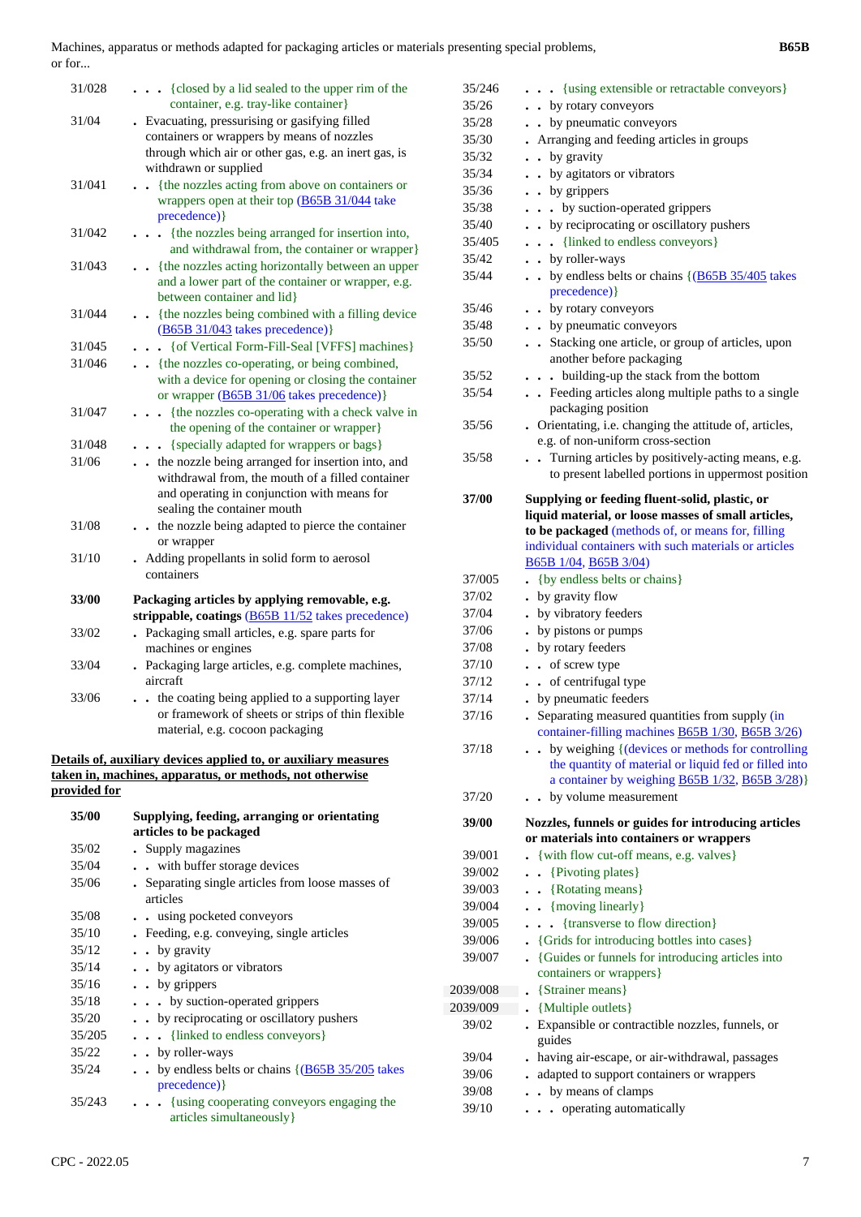| | |
|---|---|
| 31/028 | . . . {closed by a lid sealed to the upper rim of the container, e.g. tray-like container} |
| 31/04 | . Evacuating, pressurising or gasifying filled containers or wrappers by means of nozzles through which air or other gas, e.g. an inert gas, is withdrawn or supplied |
| 31/041 | . . {the nozzles acting from above on containers or wrappers open at their top (B65B 31/044 take precedence)} |
| 31/042 | . . . {the nozzles being arranged for insertion into, and withdrawal from, the container or wrapper} |
| 31/043 | . . {the nozzles acting horizontally between an upper and a lower part of the container or wrapper, e.g. between container and lid} |
| 31/044 | . . {the nozzles being combined with a filling device (B65B 31/043 takes precedence)} |
| 31/045 | . . . {of Vertical Form-Fill-Seal [VFFS] machines} |
| 31/046 | . . {the nozzles co-operating, or being combined, with a device for opening or closing the container or wrapper (B65B 31/06 takes precedence)} |
| 31/047 | . . . {the nozzles co-operating with a check valve in the opening of the container or wrapper} |
| 31/048 | . . . {specially adapted for wrappers or bags} |
| 31/06 | . . the nozzle being arranged for insertion into, and withdrawal from, the mouth of a filled container and operating in conjunction with means for sealing the container mouth |
| 31/08 | . . the nozzle being adapted to pierce the container or wrapper |
| 31/10 | . Adding propellants in solid form to aerosol containers |
| **33/00** | **Packaging articles by applying removable, e.g. strippable, coatings** (B65B 11/52 takes precedence) |
| 33/02 | . Packaging small articles, e.g. spare parts for machines or engines |
| 33/04 | . Packaging large articles, e.g. complete machines, aircraft |
| 33/06 | . . the coating being applied to a supporting layer or framework of sheets or strips of thin flexible material, e.g. cocoon packaging |

**Details of, auxiliary devices applied to, or auxiliary measures taken in, machines, apparatus, or methods, not otherwise provided for**

| | |
|---|---|
| **35/00** | **Supplying, feeding, arranging or orientating articles to be packaged** |
| 35/02 | . Supply magazines |
| 35/04 | . . with buffer storage devices |
| 35/06 | . Separating single articles from loose masses of articles |
| 35/08 | . . using pocketed conveyors |
| 35/10 | . Feeding, e.g. conveying, single articles |
| 35/12 | . . by gravity |
| 35/14 | . . by agitators or vibrators |
| 35/16 | . . by grippers |
| 35/18 | . . . by suction-operated grippers |
| 35/20 | . . by reciprocating or oscillatory pushers |
| 35/205 | . . . {linked to endless conveyors} |
| 35/22 | . . by roller-ways |
| 35/24 | . . by endless belts or chains {(B65B 35/205 takes precedence)} |
| 35/243 | . . . {using cooperating conveyors engaging the articles simultaneously} |
| 35/246 | . . . {using extensible or retractable conveyors} |
| 35/26 | . . by rotary conveyors |
| 35/28 | . . by pneumatic conveyors |
| 35/30 | . Arranging and feeding articles in groups |
| 35/32 | . . by gravity |
| 35/34 | . . by agitators or vibrators |
| 35/36 | . . by grippers |
| 35/38 | . . . by suction-operated grippers |
| 35/40 | . . by reciprocating or oscillatory pushers |
| 35/405 | . . . {linked to endless conveyors} |
| 35/42 | . . by roller-ways |
| 35/44 | . . by endless belts or chains {(B65B 35/405 takes precedence)} |
| 35/46 | . . by rotary conveyors |
| 35/48 | . . by pneumatic conveyors |
| 35/50 | . . Stacking one article, or group of articles, upon another before packaging |
| 35/52 | . . . building-up the stack from the bottom |
| 35/54 | . . Feeding articles along multiple paths to a single packaging position |
| 35/56 | . Orientating, i.e. changing the attitude of, articles, e.g. of non-uniform cross-section |
| 35/58 | . . Turning articles by positively-acting means, e.g. to present labelled portions in uppermost position |
| **37/00** | **Supplying or feeding fluent-solid, plastic, or liquid material, or loose masses of small articles, to be packaged** (methods of, or means for, filling individual containers with such materials or articles B65B 1/04, B65B 3/04) |
| 37/005 | . {by endless belts or chains} |
| 37/02 | . by gravity flow |
| 37/04 | . by vibratory feeders |
| 37/06 | . by pistons or pumps |
| 37/08 | . by rotary feeders |
| 37/10 | . . of screw type |
| 37/12 | . . of centrifugal type |
| 37/14 | . by pneumatic feeders |
| 37/16 | . Separating measured quantities from supply (in container-filling machines B65B 1/30, B65B 3/26) |
| 37/18 | . . by weighing {(devices or methods for controlling the quantity of material or liquid fed or filled into a container by weighing B65B 1/32, B65B 3/28)} |
| 37/20 | . . by volume measurement |
| **39/00** | **Nozzles, funnels or guides for introducing articles or materials into containers or wrappers** |
| 39/001 | . {with flow cut-off means, e.g. valves} |
| 39/002 | . . {Pivoting plates} |
| 39/003 | . . {Rotating means} |
| 39/004 | . . {moving linearly} |
| 39/005 | . . . {transverse to flow direction} |
| 39/006 | . {Grids for introducing bottles into cases} |
| 39/007 | . {Guides or funnels for introducing articles into containers or wrappers} |
| 2039/008 | . {Strainer means} |
| 2039/009 | . {Multiple outlets} |
| 39/02 | . Expansible or contractible nozzles, funnels, or guides |
| 39/04 | . having air-escape, or air-withdrawal, passages |
| 39/06 | . adapted to support containers or wrappers |
| 39/08 | . . by means of clamps |
| 39/10 | . . . operating automatically |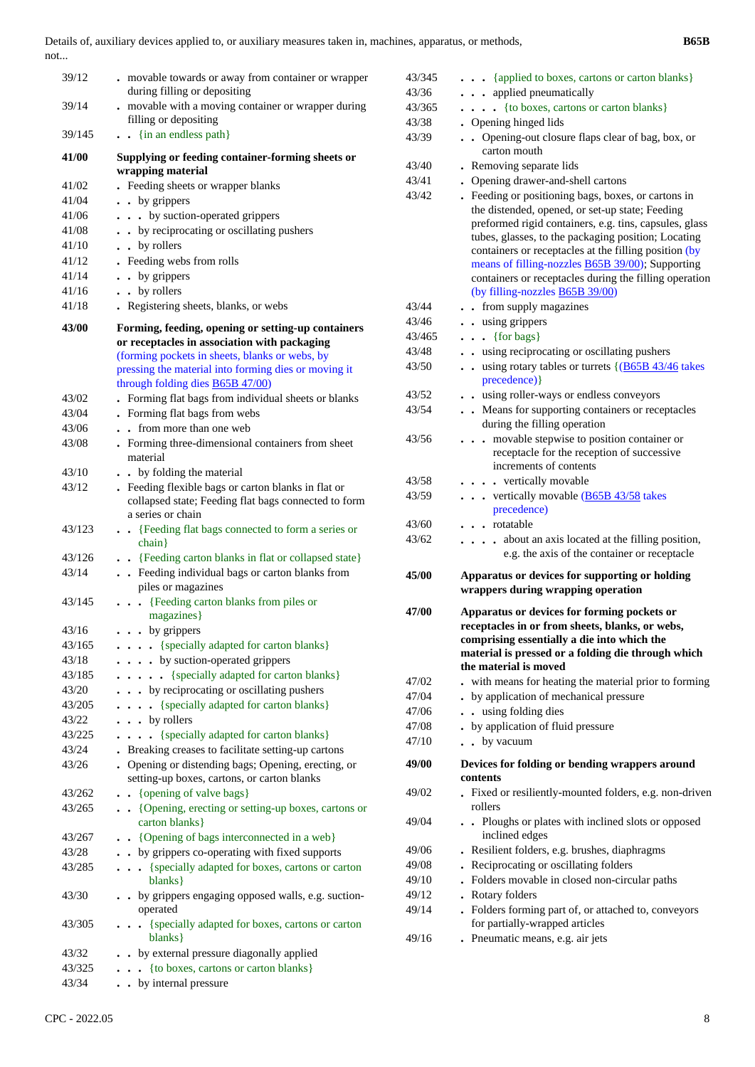| Code | Title |
|---|---|
| 39/12 | . movable towards or away from container or wrapper during filling or depositing |
| 39/14 | . movable with a moving container or wrapper during filling or depositing |
| 39/145 | . . {in an endless path} |
| **41/00** | **Supplying or feeding container-forming sheets or wrapping material** |
| 41/02 | . Feeding sheets or wrapper blanks |
| 41/04 | . . by grippers |
| 41/06 | . . . by suction-operated grippers |
| 41/08 | . . by reciprocating or oscillating pushers |
| 41/10 | . . by rollers |
| 41/12 | . Feeding webs from rolls |
| 41/14 | . . by grippers |
| 41/16 | . . by rollers |
| 41/18 | . Registering sheets, blanks, or webs |
| **43/00** | **Forming, feeding, opening or setting-up containers or receptacles in association with packaging** (forming pockets in sheets, blanks or webs, by pressing the material into forming dies or moving it through folding dies B65B 47/00) |
| 43/02 | . Forming flat bags from individual sheets or blanks |
| 43/04 | . Forming flat bags from webs |
| 43/06 | . . from more than one web |
| 43/08 | . Forming three-dimensional containers from sheet material |
| 43/10 | . . by folding the material |
| 43/12 | . Feeding flexible bags or carton blanks in flat or collapsed state; Feeding flat bags connected to form a series or chain |
| 43/123 | . . {Feeding flat bags connected to form a series or chain} |
| 43/126 | . . {Feeding carton blanks in flat or collapsed state} |
| 43/14 | . . Feeding individual bags or carton blanks from piles or magazines |
| 43/145 | . . . {Feeding carton blanks from piles or magazines} |
| 43/16 | . . . by grippers |
| 43/165 | . . . . {specially adapted for carton blanks} |
| 43/18 | . . . . by suction-operated grippers |
| 43/185 | . . . . . {specially adapted for carton blanks} |
| 43/20 | . . . by reciprocating or oscillating pushers |
| 43/205 | . . . . {specially adapted for carton blanks} |
| 43/22 | . . . by rollers |
| 43/225 | . . . . {specially adapted for carton blanks} |
| 43/24 | . Breaking creases to facilitate setting-up cartons |
| 43/26 | . Opening or distending bags; Opening, erecting, or setting-up boxes, cartons, or carton blanks |
| 43/262 | . . {opening of valve bags} |
| 43/265 | . . {Opening, erecting or setting-up boxes, cartons or carton blanks} |
| 43/267 | . . {Opening of bags interconnected in a web} |
| 43/28 | . . by grippers co-operating with fixed supports |
| 43/285 | . . . {specially adapted for boxes, cartons or carton blanks} |
| 43/30 | . . by grippers engaging opposed walls, e.g. suction-operated |
| 43/305 | . . . {specially adapted for boxes, cartons or carton blanks} |
| 43/32 | . . by external pressure diagonally applied |
| 43/325 | . . . {to boxes, cartons or carton blanks} |
| 43/34 | . . by internal pressure |
| 43/345 | . . . {applied to boxes, cartons or carton blanks} |
| 43/36 | . . . applied pneumatically |
| 43/365 | . . . . {to boxes, cartons or carton blanks} |
| 43/38 | . Opening hinged lids |
| 43/39 | . . Opening-out closure flaps clear of bag, box, or carton mouth |
| 43/40 | . Removing separate lids |
| 43/41 | . Opening drawer-and-shell cartons |
| 43/42 | . Feeding or positioning bags, boxes, or cartons in the distended, opened, or set-up state; Feeding preformed rigid containers, e.g. tins, capsules, glass tubes, glasses, to the packaging position; Locating containers or receptacles at the filling position (by means of filling-nozzles B65B 39/00); Supporting containers or receptacles during the filling operation (by filling-nozzles B65B 39/00) |
| 43/44 | . . from supply magazines |
| 43/46 | . . using grippers |
| 43/465 | . . . {for bags} |
| 43/48 | . . using reciprocating or oscillating pushers |
| 43/50 | . . using rotary tables or turrets {(B65B 43/46 takes precedence)} |
| 43/52 | . . using roller-ways or endless conveyors |
| 43/54 | . . Means for supporting containers or receptacles during the filling operation |
| 43/56 | . . . movable stepwise to position container or receptacle for the reception of successive increments of contents |
| 43/58 | . . . . vertically movable |
| 43/59 | . . . vertically movable (B65B 43/58 takes precedence) |
| 43/60 | . . . rotatable |
| 43/62 | . . . . about an axis located at the filling position, e.g. the axis of the container or receptacle |
| **45/00** | **Apparatus or devices for supporting or holding wrappers during wrapping operation** |
| **47/00** | **Apparatus or devices for forming pockets or receptacles in or from sheets, blanks, or webs, comprising essentially a die into which the material is pressed or a folding die through which the material is moved** |
| 47/02 | . with means for heating the material prior to forming |
| 47/04 | . by application of mechanical pressure |
| 47/06 | . . using folding dies |
| 47/08 | . by application of fluid pressure |
| 47/10 | . . by vacuum |
| **49/00** | **Devices for folding or bending wrappers around contents** |
| 49/02 | . Fixed or resiliently-mounted folders, e.g. non-driven rollers |
| 49/04 | . . Ploughs or plates with inclined slots or opposed inclined edges |
| 49/06 | . Resilient folders, e.g. brushes, diaphragms |
| 49/08 | . Reciprocating or oscillating folders |
| 49/10 | . Folders movable in closed non-circular paths |
| 49/12 | . Rotary folders |
| 49/14 | . Folders forming part of, or attached to, conveyors for partially-wrapped articles |
| 49/16 | . Pneumatic means, e.g. air jets |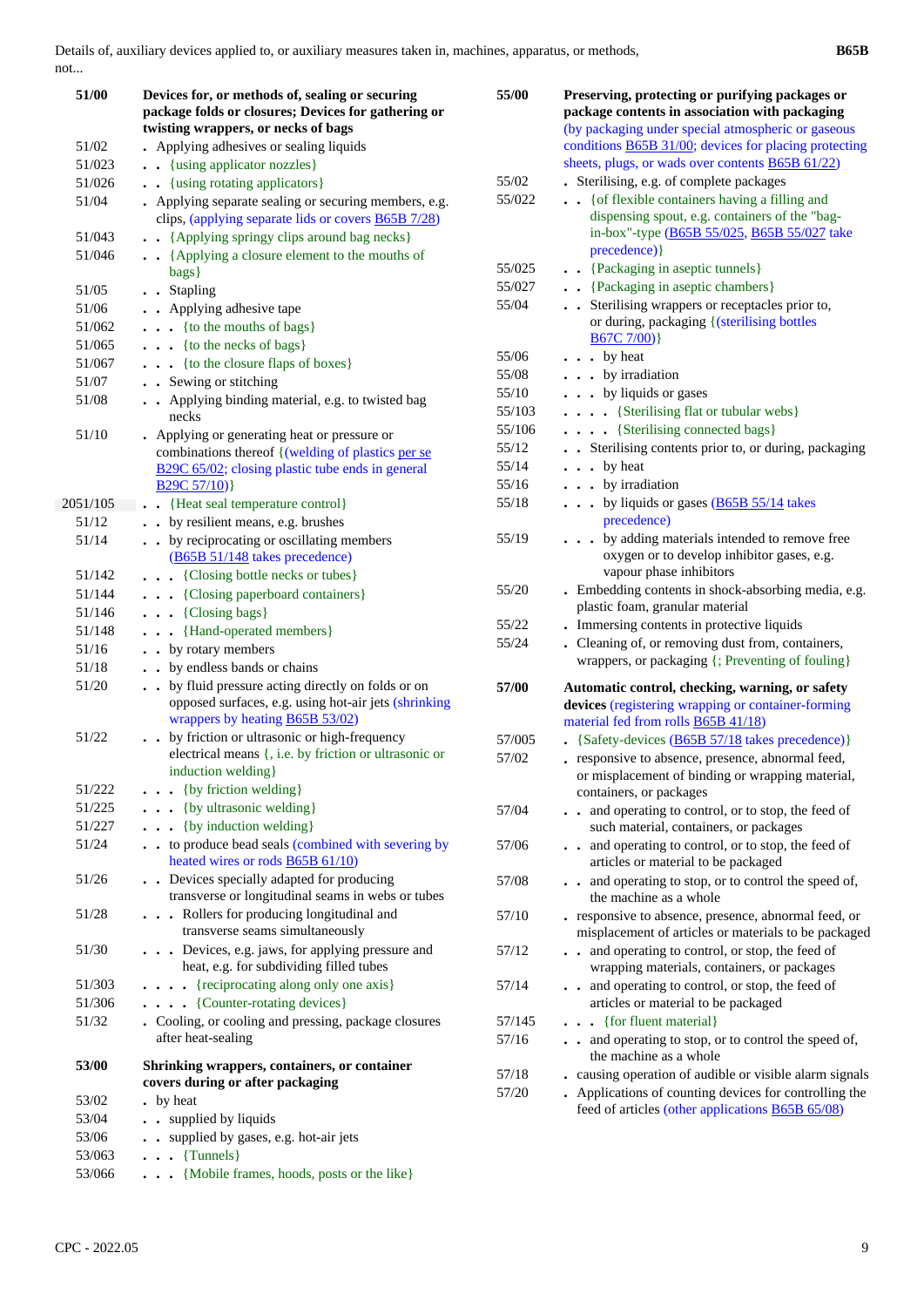| Code | Title |
|---|---|
| **51/00** | **Devices for, or methods of, sealing or securing package folds or closures; Devices for gathering or twisting wrappers, or necks of bags** |
| 51/02 | . Applying adhesives or sealing liquids |
| 51/023 | . . {using applicator nozzles} |
| 51/026 | . . {using rotating applicators} |
| 51/04 | . Applying separate sealing or securing members, e.g. clips, (applying separate lids or covers B65B 7/28) |
| 51/043 | . . {Applying springy clips around bag necks} |
| 51/046 | . . {Applying a closure element to the mouths of bags} |
| 51/05 | . . Stapling |
| 51/06 | . . Applying adhesive tape |
| 51/062 | . . . {to the mouths of bags} |
| 51/065 | . . . {to the necks of bags} |
| 51/067 | . . . {to the closure flaps of boxes} |
| 51/07 | . . Sewing or stitching |
| 51/08 | . . Applying binding material, e.g. to twisted bag necks |
| 51/10 | . Applying or generating heat or pressure or combinations thereof {(welding of plastics per se B29C 65/02; closing plastic tube ends in general B29C 57/10)} |
| 2051/105 | . . {Heat seal temperature control} |
| 51/12 | . . by resilient means, e.g. brushes |
| 51/14 | . . by reciprocating or oscillating members (B65B 51/148 takes precedence) |
| 51/142 | . . . {Closing bottle necks or tubes} |
| 51/144 | . . . {Closing paperboard containers} |
| 51/146 | . . . {Closing bags} |
| 51/148 | . . . {Hand-operated members} |
| 51/16 | . . by rotary members |
| 51/18 | . . by endless bands or chains |
| 51/20 | . . by fluid pressure acting directly on folds or on opposed surfaces, e.g. using hot-air jets (shrinking wrappers by heating B65B 53/02) |
| 51/22 | . . by friction or ultrasonic or high-frequency electrical means {, i.e. by friction or ultrasonic or induction welding} |
| 51/222 | . . . {by friction welding} |
| 51/225 | . . . {by ultrasonic welding} |
| 51/227 | . . . {by induction welding} |
| 51/24 | . . to produce bead seals (combined with severing by heated wires or rods B65B 61/10) |
| 51/26 | . . Devices specially adapted for producing transverse or longitudinal seams in webs or tubes |
| 51/28 | . . . Rollers for producing longitudinal and transverse seams simultaneously |
| 51/30 | . . . Devices, e.g. jaws, for applying pressure and heat, e.g. for subdividing filled tubes |
| 51/303 | . . . . {reciprocating along only one axis} |
| 51/306 | . . . . {Counter-rotating devices} |
| 51/32 | . Cooling, or cooling and pressing, package closures after heat-sealing |
| **53/00** | **Shrinking wrappers, containers, or container covers during or after packaging** |
| 53/02 | . by heat |
| 53/04 | . . supplied by liquids |
| 53/06 | . . supplied by gases, e.g. hot-air jets |
| 53/063 | . . . {Tunnels} |
| 53/066 | . . . {Mobile frames, hoods, posts or the like} |
| **55/00** | **Preserving, protecting or purifying packages or package contents in association with packaging** (by packaging under special atmospheric or gaseous conditions B65B 31/00; devices for placing protecting sheets, plugs, or wads over contents B65B 61/22) |
| 55/02 | . Sterilising, e.g. of complete packages |
| 55/022 | . . {of flexible containers having a filling and dispensing spout, e.g. containers of the "bag-in-box"-type (B65B 55/025, B65B 55/027 take precedence)} |
| 55/025 | . . {Packaging in aseptic tunnels} |
| 55/027 | . . {Packaging in aseptic chambers} |
| 55/04 | . . Sterilising wrappers or receptacles prior to, or during, packaging {(sterilising bottles B67C 7/00)} |
| 55/06 | . . . by heat |
| 55/08 | . . . by irradiation |
| 55/10 | . . . by liquids or gases |
| 55/103 | . . . . {Sterilising flat or tubular webs} |
| 55/106 | . . . . {Sterilising connected bags} |
| 55/12 | . . Sterilising contents prior to, or during, packaging |
| 55/14 | . . . by heat |
| 55/16 | . . . by irradiation |
| 55/18 | . . . by liquids or gases (B65B 55/14 takes precedence) |
| 55/19 | . . . by adding materials intended to remove free oxygen or to develop inhibitor gases, e.g. vapour phase inhibitors |
| 55/20 | . Embedding contents in shock-absorbing media, e.g. plastic foam, granular material |
| 55/22 | . Immersing contents in protective liquids |
| 55/24 | . Cleaning of, or removing dust from, containers, wrappers, or packaging {; Preventing of fouling} |
| **57/00** | **Automatic control, checking, warning, or safety devices** (registering wrapping or container-forming material fed from rolls B65B 41/18) |
| 57/005 | . {Safety-devices (B65B 57/18 takes precedence)} |
| 57/02 | . responsive to absence, presence, abnormal feed, or misplacement of binding or wrapping material, containers, or packages |
| 57/04 | . . and operating to control, or to stop, the feed of such material, containers, or packages |
| 57/06 | . . and operating to control, or to stop, the feed of articles or material to be packaged |
| 57/08 | . . and operating to stop, or to control the speed of, the machine as a whole |
| 57/10 | . responsive to absence, presence, abnormal feed, or misplacement of articles or materials to be packaged |
| 57/12 | . . and operating to control, or stop, the feed of wrapping materials, containers, or packages |
| 57/14 | . . and operating to control, or stop, the feed of articles or material to be packaged |
| 57/145 | . . . {for fluent material} |
| 57/16 | . . and operating to stop, or to control the speed of, the machine as a whole |
| 57/18 | . causing operation of audible or visible alarm signals |
| 57/20 | . Applications of counting devices for controlling the feed of articles (other applications B65B 65/08) |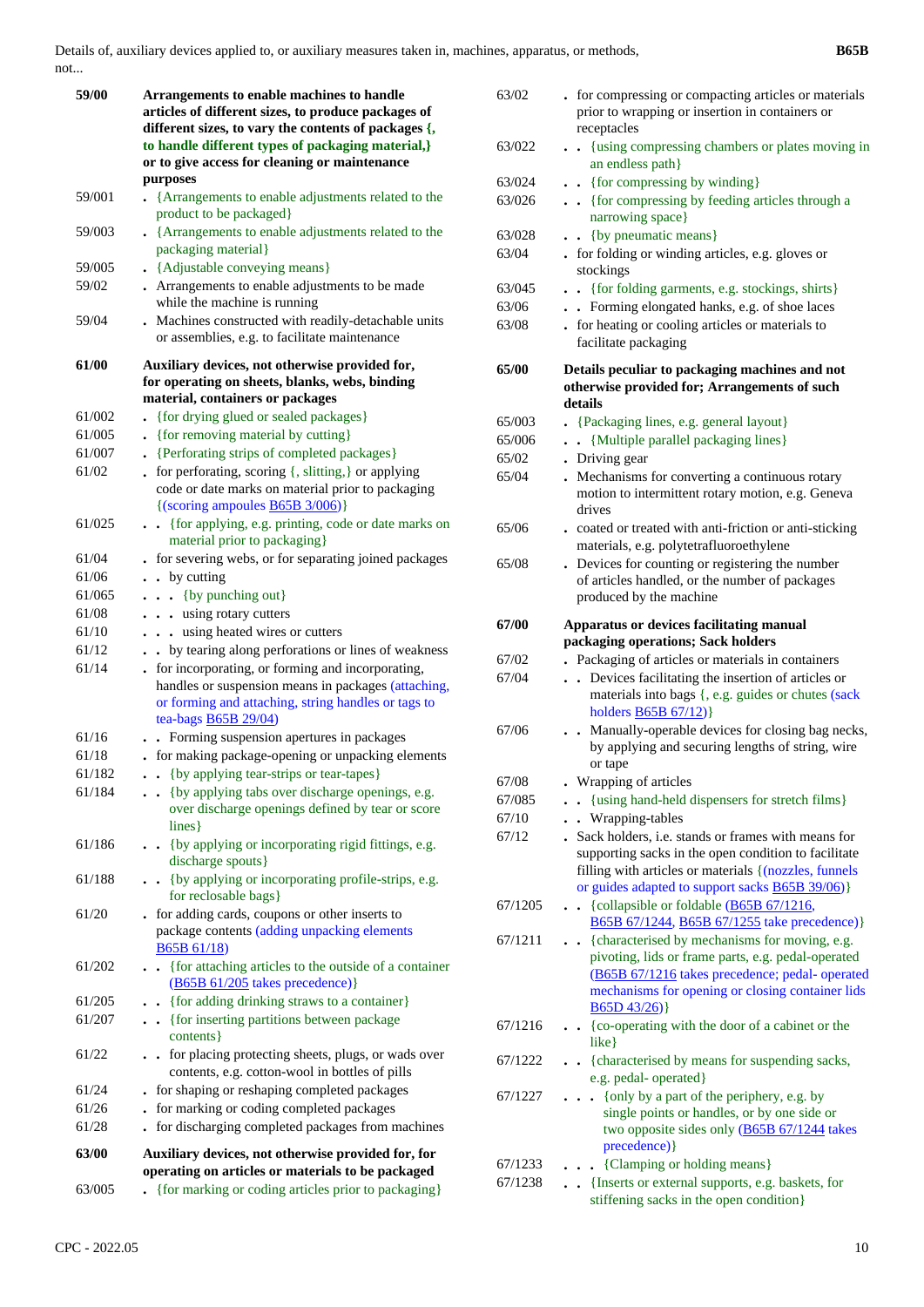| | |
|---|---|
| **59/00** | **Arrangements to enable machines to handle articles of different sizes, to produce packages of different sizes, to vary the contents of packages {, to handle different types of packaging material,} or to give access for cleaning or maintenance purposes** |
| 59/001 | . {Arrangements to enable adjustments related to the product to be packaged} |
| 59/003 | . {Arrangements to enable adjustments related to the packaging material} |
| 59/005 | . {Adjustable conveying means} |
| 59/02 | . Arrangements to enable adjustments to be made while the machine is running |
| 59/04 | . Machines constructed with readily-detachable units or assemblies, e.g. to facilitate maintenance |
| **61/00** | **Auxiliary devices, not otherwise provided for, for operating on sheets, blanks, webs, binding material, containers or packages** |
| 61/002 | . {for drying glued or sealed packages} |
| 61/005 | . {for removing material by cutting} |
| 61/007 | . {Perforating strips of completed packages} |
| 61/02 | . for perforating, scoring {, slitting,} or applying code or date marks on material prior to packaging {(scoring ampoules B65B 3/006)} |
| 61/025 | . . {for applying, e.g. printing, code or date marks on material prior to packaging} |
| 61/04 | . for severing webs, or for separating joined packages |
| 61/06 | . . by cutting |
| 61/065 | . . . {by punching out} |
| 61/08 | . . . using rotary cutters |
| 61/10 | . . . using heated wires or cutters |
| 61/12 | . . by tearing along perforations or lines of weakness |
| 61/14 | . for incorporating, or forming and incorporating, handles or suspension means in packages (attaching, or forming and attaching, string handles or tags to tea-bags B65B 29/04) |
| 61/16 | . . Forming suspension apertures in packages |
| 61/18 | . for making package-opening or unpacking elements |
| 61/182 | . . {by applying tear-strips or tear-tapes} |
| 61/184 | . . {by applying tabs over discharge openings, e.g. over discharge openings defined by tear or score lines} |
| 61/186 | . . {by applying or incorporating rigid fittings, e.g. discharge spouts} |
| 61/188 | . . {by applying or incorporating profile-strips, e.g. for reclosable bags} |
| 61/20 | . for adding cards, coupons or other inserts to package contents (adding unpacking elements B65B 61/18) |
| 61/202 | . . {for attaching articles to the outside of a container (B65B 61/205 takes precedence)} |
| 61/205 | . . {for adding drinking straws to a container} |
| 61/207 | . . {for inserting partitions between package contents} |
| 61/22 | . . for placing protecting sheets, plugs, or wads over contents, e.g. cotton-wool in bottles of pills |
| 61/24 | . for shaping or reshaping completed packages |
| 61/26 | . for marking or coding completed packages |
| 61/28 | . for discharging completed packages from machines |
| **63/00** | **Auxiliary devices, not otherwise provided for, for operating on articles or materials to be packaged** |
| 63/005 | . {for marking or coding articles prior to packaging} |
| 63/02 | . for compressing or compacting articles or materials prior to wrapping or insertion in containers or receptacles |
| 63/022 | . . {using compressing chambers or plates moving in an endless path} |
| 63/024 | . . {for compressing by winding} |
| 63/026 | . . {for compressing by feeding articles through a narrowing space} |
| 63/028 | . . {by pneumatic means} |
| 63/04 | . for folding or winding articles, e.g. gloves or stockings |
| 63/045 | . . {for folding garments, e.g. stockings, shirts} |
| 63/06 | . . Forming elongated hanks, e.g. of shoe laces |
| 63/08 | . for heating or cooling articles or materials to facilitate packaging |
| **65/00** | **Details peculiar to packaging machines and not otherwise provided for; Arrangements of such details** |
| 65/003 | . {Packaging lines, e.g. general layout} |
| 65/006 | . . {Multiple parallel packaging lines} |
| 65/02 | . Driving gear |
| 65/04 | . Mechanisms for converting a continuous rotary motion to intermittent rotary motion, e.g. Geneva drives |
| 65/06 | . coated or treated with anti-friction or anti-sticking materials, e.g. polytetrafluoroethylene |
| 65/08 | . Devices for counting or registering the number of articles handled, or the number of packages produced by the machine |
| **67/00** | **Apparatus or devices facilitating manual packaging operations; Sack holders** |
| 67/02 | . Packaging of articles or materials in containers |
| 67/04 | . . Devices facilitating the insertion of articles or materials into bags {, e.g. guides or chutes (sack holders B65B 67/12)} |
| 67/06 | . . Manually-operable devices for closing bag necks, by applying and securing lengths of string, wire or tape |
| 67/08 | . Wrapping of articles |
| 67/085 | . . {using hand-held dispensers for stretch films} |
| 67/10 | . . Wrapping-tables |
| 67/12 | . Sack holders, i.e. stands or frames with means for supporting sacks in the open condition to facilitate filling with articles or materials {(nozzles, funnels or guides adapted to support sacks B65B 39/06)} |
| 67/1205 | . . {collapsible or foldable (B65B 67/1216, B65B 67/1244, B65B 67/1255 take precedence)} |
| 67/1211 | . . {characterised by mechanisms for moving, e.g. pivoting, lids or frame parts, e.g. pedal-operated (B65B 67/1216 takes precedence; pedal- operated mechanisms for opening or closing container lids B65D 43/26)} |
| 67/1216 | . . {co-operating with the door of a cabinet or the like} |
| 67/1222 | . . {characterised by means for suspending sacks, e.g. pedal- operated} |
| 67/1227 | . . . {only by a part of the periphery, e.g. by single points or handles, or by one side or two opposite sides only (B65B 67/1244 takes precedence)} |
| 67/1233 | . . . {Clamping or holding means} |
| 67/1238 | . . {Inserts or external supports, e.g. baskets, for stiffening sacks in the open condition} |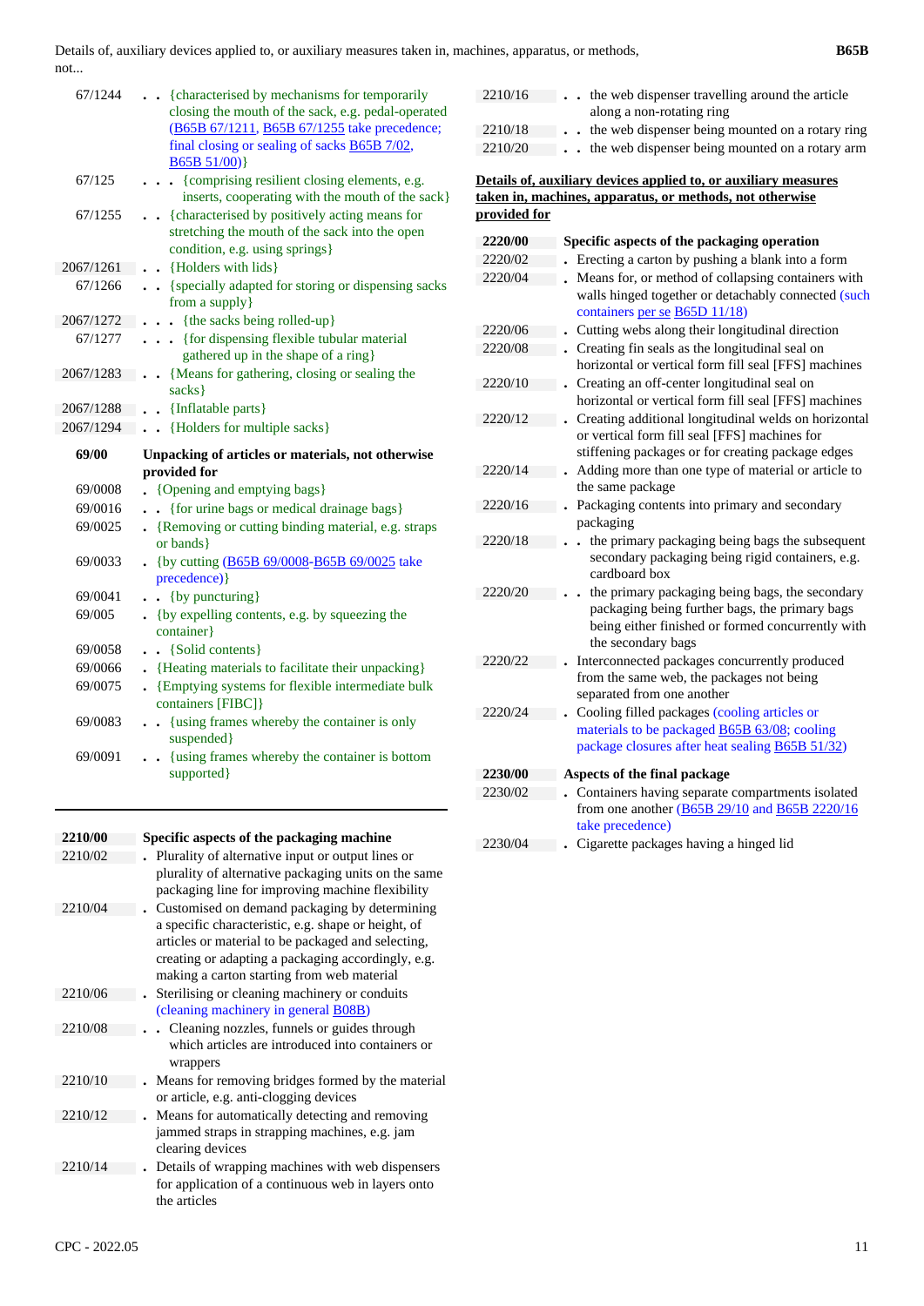| | |
|---|---|
| 67/1244 | . . {characterised by mechanisms for temporarily closing the mouth of the sack, e.g. pedal-operated (B65B 67/1211, B65B 67/1255 take precedence; final closing or sealing of sacks B65B 7/02, B65B 51/00)} |
| 67/125 | . . . {comprising resilient closing elements, e.g. inserts, cooperating with the mouth of the sack} |
| 67/1255 | . . {characterised by positively acting means for stretching the mouth of the sack into the open condition, e.g. using springs} |
| 2067/1261 | . . {Holders with lids} |
| 67/1266 | . . {specially adapted for storing or dispensing sacks from a supply} |
| 2067/1272 | . . . {the sacks being rolled-up} |
| 67/1277 | . . . {for dispensing flexible tubular material gathered up in the shape of a ring} |
| 2067/1283 | . . {Means for gathering, closing or sealing the sacks} |
| 2067/1288 | . . {Inflatable parts} |
| 2067/1294 | . . {Holders for multiple sacks} |
| **69/00** | **Unpacking of articles or materials, not otherwise provided for** |
| 69/0008 | . {Opening and emptying bags} |
| 69/0016 | . . {for urine bags or medical drainage bags} |
| 69/0025 | . {Removing or cutting binding material, e.g. straps or bands} |
| 69/0033 | . {by cutting (B65B 69/0008-B65B 69/0025 take precedence)} |
| 69/0041 | . . {by puncturing} |
| 69/005 | . {by expelling contents, e.g. by squeezing the container} |
| 69/0058 | . . {Solid contents} |
| 69/0066 | . {Heating materials to facilitate their unpacking} |
| 69/0075 | . {Emptying systems for flexible intermediate bulk containers [FIBC]} |
| 69/0083 | . . {using frames whereby the container is only suspended} |
| 69/0091 | . . {using frames whereby the container is bottom supported} |

| | |
|---|---|
| **2210/00** | **Specific aspects of the packaging machine** |
| 2210/02 | . Plurality of alternative input or output lines or plurality of alternative packaging units on the same packaging line for improving machine flexibility |
| 2210/04 | . Customised on demand packaging by determining a specific characteristic, e.g. shape or height, of articles or material to be packaged and selecting, creating or adapting a packaging accordingly, e.g. making a carton starting from web material |
| 2210/06 | . Sterilising or cleaning machinery or conduits (cleaning machinery in general B08B) |
| 2210/08 | . . Cleaning nozzles, funnels or guides through which articles are introduced into containers or wrappers |
| 2210/10 | . Means for removing bridges formed by the material or article, e.g. anti-clogging devices |
| 2210/12 | . Means for automatically detecting and removing jammed straps in strapping machines, e.g. jam clearing devices |
| 2210/14 | . Details of wrapping machines with web dispensers for application of a continuous web in layers onto the articles |
| 2210/16 | . . the web dispenser travelling around the article along a non-rotating ring |
| 2210/18 | . . the web dispenser being mounted on a rotary ring |
| 2210/20 | . . the web dispenser being mounted on a rotary arm |

**Details of, auxiliary devices applied to, or auxiliary measures taken in, machines, apparatus, or methods, not otherwise provided for**

| | |
|---|---|
| **2220/00** | **Specific aspects of the packaging operation** |
| 2220/02 | . Erecting a carton by pushing a blank into a form |
| 2220/04 | . Means for, or method of collapsing containers with walls hinged together or detachably connected (such containers per se B65D 11/18) |
| 2220/06 | . Cutting webs along their longitudinal direction |
| 2220/08 | . Creating fin seals as the longitudinal seal on horizontal or vertical form fill seal [FFS] machines |
| 2220/10 | . Creating an off-center longitudinal seal on horizontal or vertical form fill seal [FFS] machines |
| 2220/12 | . Creating additional longitudinal welds on horizontal or vertical form fill seal [FFS] machines for stiffening packages or for creating package edges |
| 2220/14 | . Adding more than one type of material or article to the same package |
| 2220/16 | . Packaging contents into primary and secondary packaging |
| 2220/18 | . . the primary packaging being bags the subsequent secondary packaging being rigid containers, e.g. cardboard box |
| 2220/20 | . . the primary packaging being bags, the secondary packaging being further bags, the primary bags being either finished or formed concurrently with the secondary bags |
| 2220/22 | . Interconnected packages concurrently produced from the same web, the packages not being separated from one another |
| 2220/24 | . Cooling filled packages (cooling articles or materials to be packaged B65B 63/08; cooling package closures after heat sealing B65B 51/32) |
| **2230/00** | **Aspects of the final package** |
| 2230/02 | . Containers having separate compartments isolated from one another (B65B 29/10 and B65B 2220/16 take precedence) |
| 2230/04 | . Cigarette packages having a hinged lid |